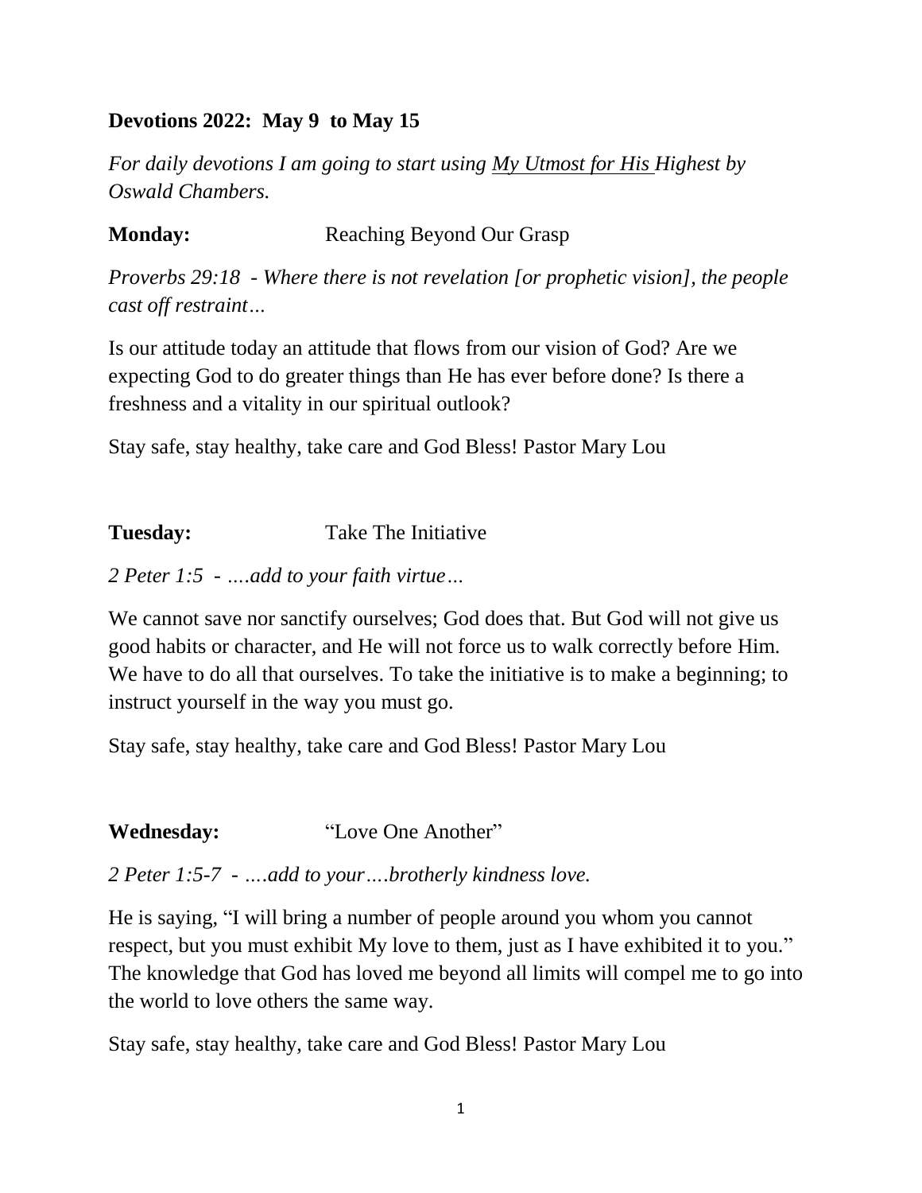**Devotions 2022: May 9 to May 15**

*For daily devotions I am going to start using My Utmost for His Highest by Oswald Chambers.*

**Monday:** Reaching Beyond Our Grasp

*Proverbs 29:18 - Where there is not revelation [or prophetic vision], the people cast off restraint…*

Is our attitude today an attitude that flows from our vision of God? Are we expecting God to do greater things than He has ever before done? Is there a freshness and a vitality in our spiritual outlook?

Stay safe, stay healthy, take care and God Bless! Pastor Mary Lou

**Tuesday:** Take The Initiative

*2 Peter 1:5 - ….add to your faith virtue…*

We cannot save nor sanctify ourselves; God does that. But God will not give us good habits or character, and He will not force us to walk correctly before Him. We have to do all that ourselves. To take the initiative is to make a beginning; to instruct yourself in the way you must go.

Stay safe, stay healthy, take care and God Bless! Pastor Mary Lou

**Wednesday:** "Love One Another"

*2 Peter 1:5-7 - ….add to your….brotherly kindness love.*

He is saying, "I will bring a number of people around you whom you cannot respect, but you must exhibit My love to them, just as I have exhibited it to you." The knowledge that God has loved me beyond all limits will compel me to go into the world to love others the same way.

Stay safe, stay healthy, take care and God Bless! Pastor Mary Lou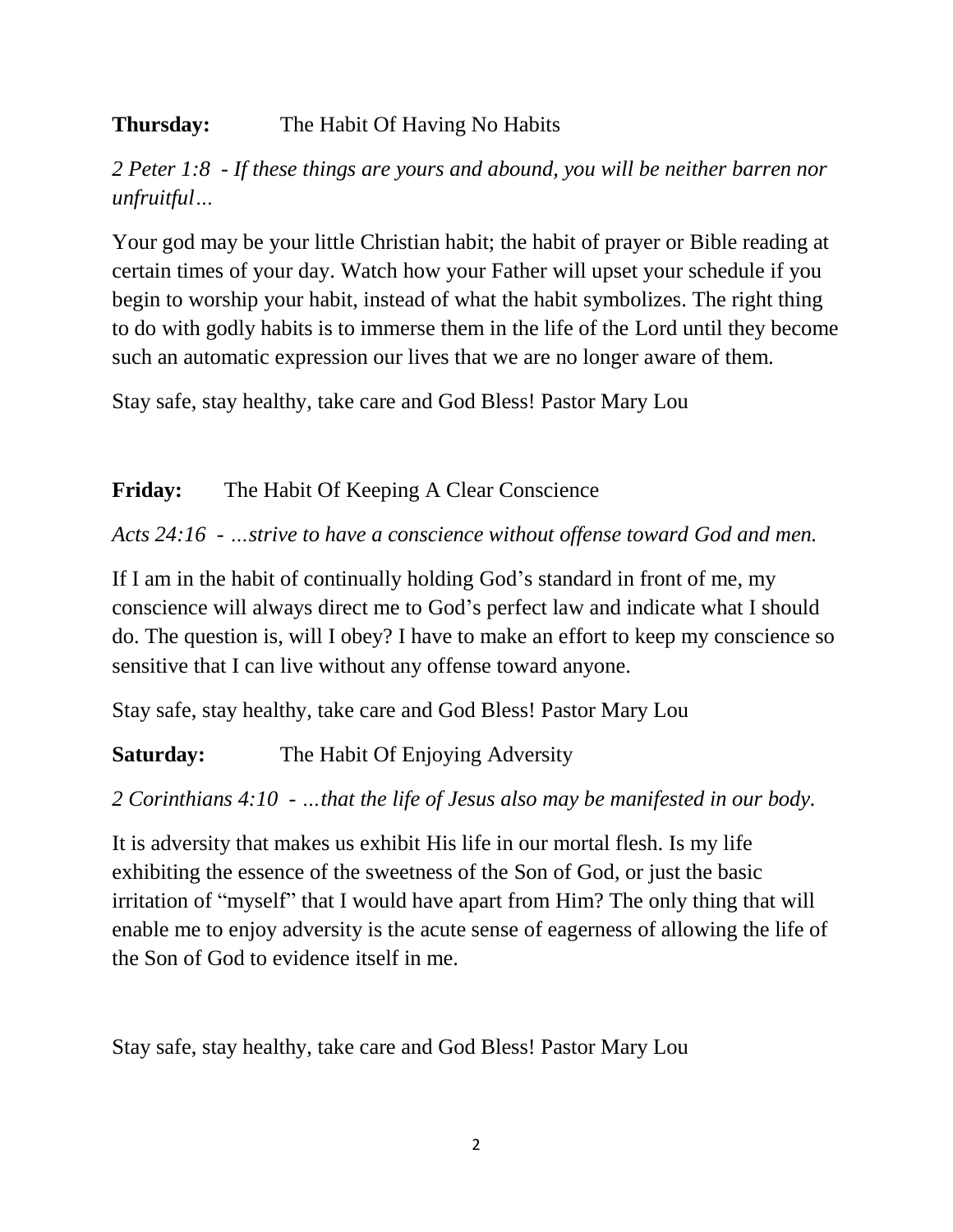**Thursday:** The Habit Of Having No Habits

*2 Peter 1:8 - If these things are yours and abound, you will be neither barren nor unfruitful…*

Your god may be your little Christian habit; the habit of prayer or Bible reading at certain times of your day. Watch how your Father will upset your schedule if you begin to worship your habit, instead of what the habit symbolizes. The right thing to do with godly habits is to immerse them in the life of the Lord until they become such an automatic expression our lives that we are no longer aware of them.

Stay safe, stay healthy, take care and God Bless! Pastor Mary Lou

**Friday:** The Habit Of Keeping A Clear Conscience

*Acts 24:16 - …strive to have a conscience without offense toward God and men.*

If I am in the habit of continually holding God's standard in front of me, my conscience will always direct me to God's perfect law and indicate what I should do. The question is, will I obey? I have to make an effort to keep my conscience so sensitive that I can live without any offense toward anyone.

Stay safe, stay healthy, take care and God Bless! Pastor Mary Lou

**Saturday:** The Habit Of Enjoying Adversity

*2 Corinthians 4:10 - …that the life of Jesus also may be manifested in our body.*

It is adversity that makes us exhibit His life in our mortal flesh. Is my life exhibiting the essence of the sweetness of the Son of God, or just the basic irritation of "myself" that I would have apart from Him? The only thing that will enable me to enjoy adversity is the acute sense of eagerness of allowing the life of the Son of God to evidence itself in me.

Stay safe, stay healthy, take care and God Bless! Pastor Mary Lou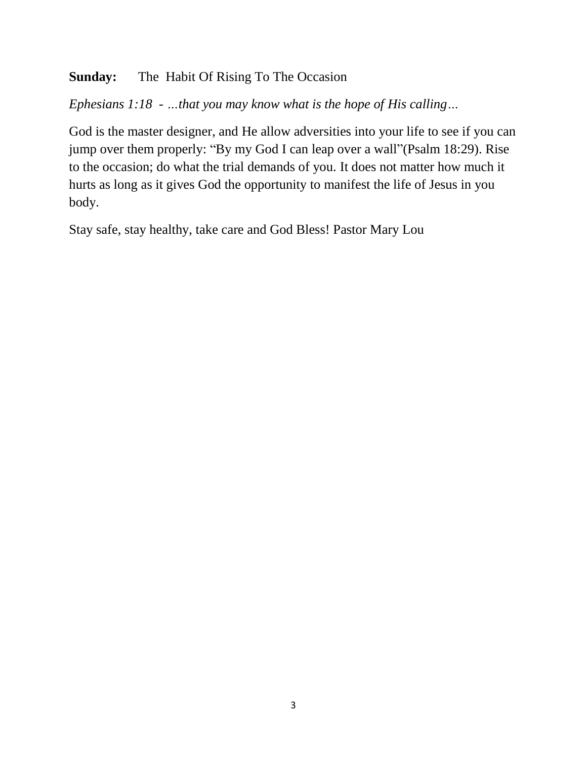**Sunday:** The Habit Of Rising To The Occasion

*Ephesians 1:18 - …that you may know what is the hope of His calling…*

God is the master designer, and He allow adversities into your life to see if you can jump over them properly: "By my God I can leap over a wall"(Psalm 18:29). Rise to the occasion; do what the trial demands of you. It does not matter how much it hurts as long as it gives God the opportunity to manifest the life of Jesus in you body.

Stay safe, stay healthy, take care and God Bless! Pastor Mary Lou